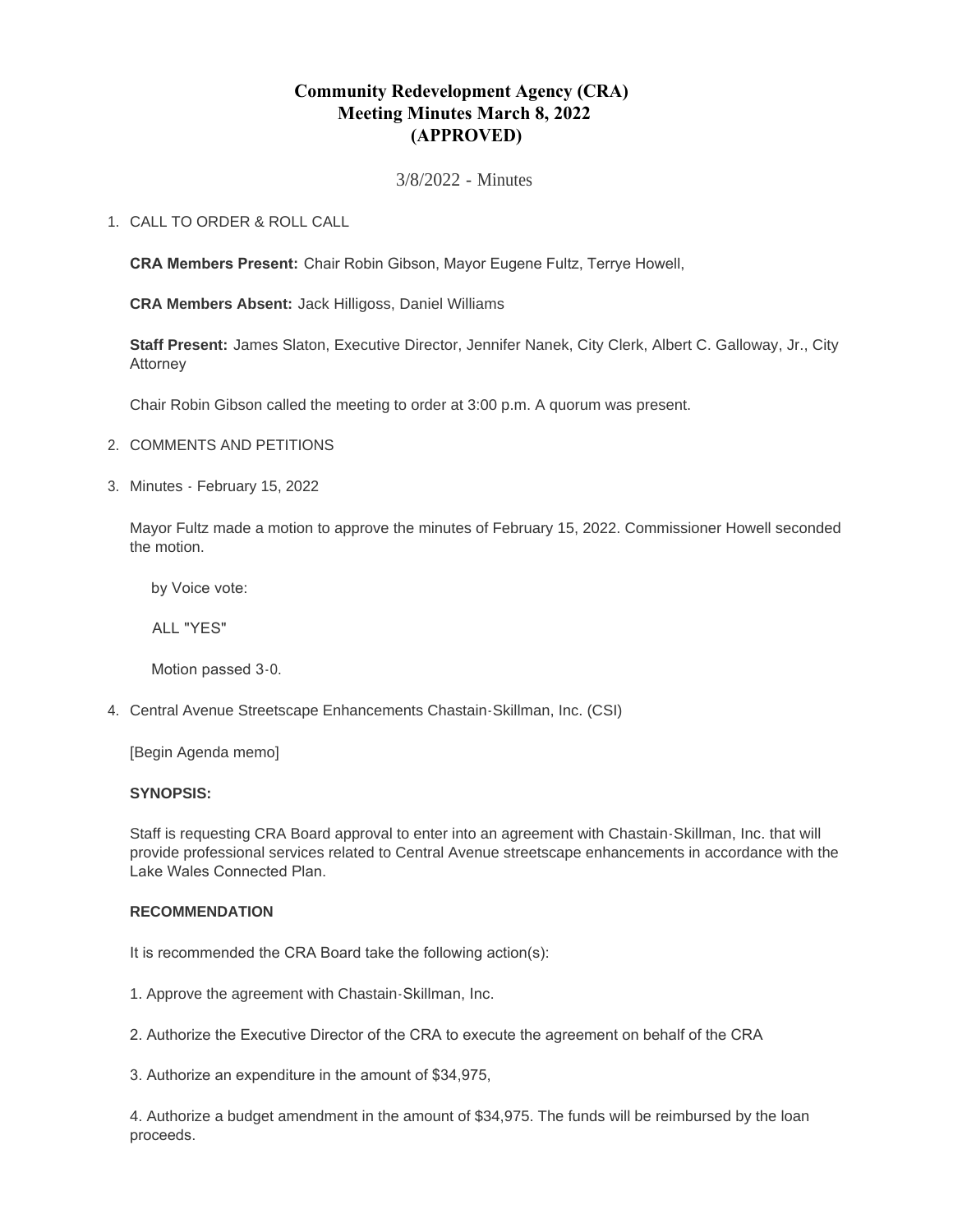# Community Redevelopment Agency (CRA)
# Meeting Minutes March 8, 2022
# (APPROVED)

3/8/2022 - Minutes

1. CALL TO ORDER & ROLL CALL

   **CRA Members Present:** Chair Robin Gibson, Mayor Eugene Fultz, Terrye Howell,

   **CRA Members Absent:** Jack Hilligoss, Daniel Williams

   **Staff Present:** James Slaton, Executive Director, Jennifer Nanek, City Clerk, Albert C. Galloway, Jr., City Attorney

   Chair Robin Gibson called the meeting to order at 3:00 p.m. A quorum was present.

2. COMMENTS AND PETITIONS

3. Minutes - February 15, 2022

   Mayor Fultz made a motion to approve the minutes of February 15, 2022. Commissioner Howell seconded the motion.

   by Voice vote:

   ALL "YES"

   Motion passed 3-0.

4. Central Avenue Streetscape Enhancements Chastain-Skillman, Inc. (CSI)

   [Begin Agenda memo]

   **SYNOPSIS:**

   Staff is requesting CRA Board approval to enter into an agreement with Chastain-Skillman, Inc. that will provide professional services related to Central Avenue streetscape enhancements in accordance with the Lake Wales Connected Plan.

   **RECOMMENDATION**

   It is recommended the CRA Board take the following action(s):

   1. Approve the agreement with Chastain-Skillman, Inc.

   2. Authorize the Executive Director of the CRA to execute the agreement on behalf of the CRA

   3. Authorize an expenditure in the amount of $34,975,

   4. Authorize a budget amendment in the amount of $34,975. The funds will be reimbursed by the loan proceeds.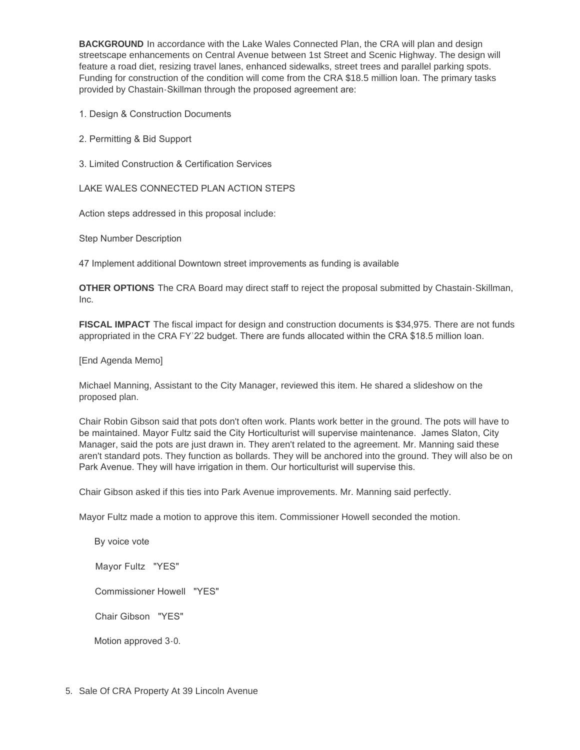**BACKGROUND** In accordance with the Lake Wales Connected Plan, the CRA will plan and design streetscape enhancements on Central Avenue between 1st Street and Scenic Highway. The design will feature a road diet, resizing travel lanes, enhanced sidewalks, street trees and parallel parking spots. Funding for construction of the condition will come from the CRA $18.5 million loan. The primary tasks provided by Chastain-Skillman through the proposed agreement are:

1. Design & Construction Documents

2. Permitting & Bid Support

3. Limited Construction & Certification Services

LAKE WALES CONNECTED PLAN ACTION STEPS

Action steps addressed in this proposal include:

Step Number Description

47 Implement additional Downtown street improvements as funding is available

**OTHER OPTIONS** The CRA Board may direct staff to reject the proposal submitted by Chastain-Skillman, Inc.

**FISCAL IMPACT** The fiscal impact for design and construction documents is $34,975. There are not funds appropriated in the CRA FY'22 budget. There are funds allocated within the CRA $18.5 million loan.

[End Agenda Memo]

Michael Manning, Assistant to the City Manager, reviewed this item. He shared a slideshow on the proposed plan.

Chair Robin Gibson said that pots don't often work. Plants work better in the ground. The pots will have to be maintained. Mayor Fultz said the City Horticulturist will supervise maintenance. James Slaton, City Manager, said the pots are just drawn in. They aren't related to the agreement. Mr. Manning said these aren't standard pots. They function as bollards. They will be anchored into the ground. They will also be on Park Avenue. They will have irrigation in them. Our horticulturist will supervise this.

Chair Gibson asked if this ties into Park Avenue improvements. Mr. Manning said perfectly.

Mayor Fultz made a motion to approve this item. Commissioner Howell seconded the motion.

By voice vote

Mayor Fultz "YES"

Commissioner Howell "YES"

Chair Gibson "YES"

Motion approved 3-0.

5. Sale Of CRA Property At 39 Lincoln Avenue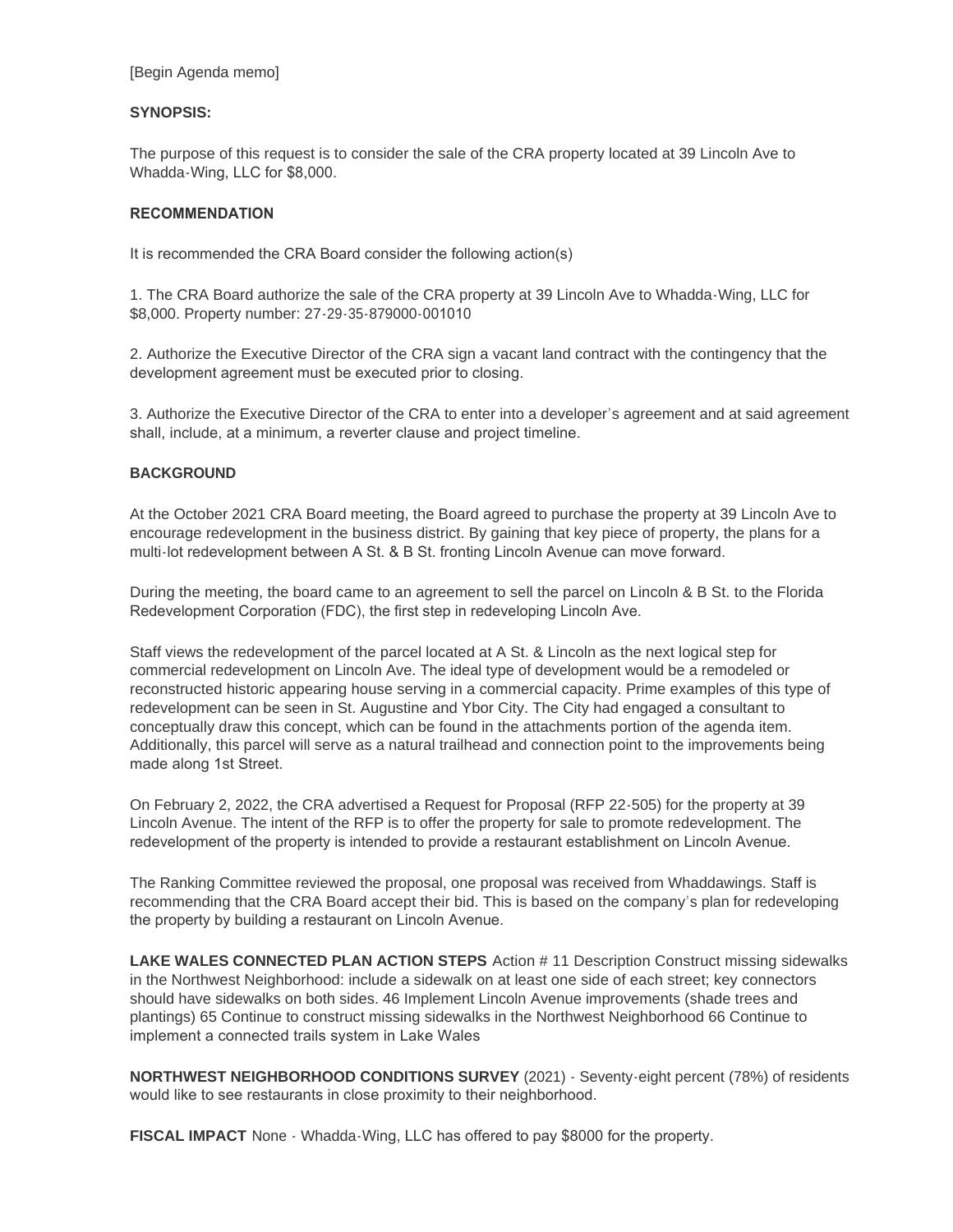[Begin Agenda memo]

**SYNOPSIS:**

The purpose of this request is to consider the sale of the CRA property located at 39 Lincoln Ave to Whadda-Wing, LLC for $8,000.

**RECOMMENDATION**

It is recommended the CRA Board consider the following action(s)

1. The CRA Board authorize the sale of the CRA property at 39 Lincoln Ave to Whadda-Wing, LLC for $8,000. Property number: 27-29-35-879000-001010

2. Authorize the Executive Director of the CRA sign a vacant land contract with the contingency that the development agreement must be executed prior to closing.

3. Authorize the Executive Director of the CRA to enter into a developer's agreement and at said agreement shall, include, at a minimum, a reverter clause and project timeline.

**BACKGROUND**

At the October 2021 CRA Board meeting, the Board agreed to purchase the property at 39 Lincoln Ave to encourage redevelopment in the business district. By gaining that key piece of property, the plans for a multi-lot redevelopment between A St. & B St. fronting Lincoln Avenue can move forward.

During the meeting, the board came to an agreement to sell the parcel on Lincoln & B St. to the Florida Redevelopment Corporation (FDC), the first step in redeveloping Lincoln Ave.

Staff views the redevelopment of the parcel located at A St. & Lincoln as the next logical step for commercial redevelopment on Lincoln Ave. The ideal type of development would be a remodeled or reconstructed historic appearing house serving in a commercial capacity. Prime examples of this type of redevelopment can be seen in St. Augustine and Ybor City. The City had engaged a consultant to conceptually draw this concept, which can be found in the attachments portion of the agenda item. Additionally, this parcel will serve as a natural trailhead and connection point to the improvements being made along 1st Street.

On February 2, 2022, the CRA advertised a Request for Proposal (RFP 22-505) for the property at 39 Lincoln Avenue. The intent of the RFP is to offer the property for sale to promote redevelopment. The redevelopment of the property is intended to provide a restaurant establishment on Lincoln Avenue.

The Ranking Committee reviewed the proposal, one proposal was received from Whaddawings. Staff is recommending that the CRA Board accept their bid. This is based on the company's plan for redeveloping the property by building a restaurant on Lincoln Avenue.

**LAKE WALES CONNECTED PLAN ACTION STEPS** Action # 11 Description Construct missing sidewalks in the Northwest Neighborhood: include a sidewalk on at least one side of each street; key connectors should have sidewalks on both sides. 46 Implement Lincoln Avenue improvements (shade trees and plantings) 65 Continue to construct missing sidewalks in the Northwest Neighborhood 66 Continue to implement a connected trails system in Lake Wales

**NORTHWEST NEIGHBORHOOD CONDITIONS SURVEY** (2021) - Seventy-eight percent (78%) of residents would like to see restaurants in close proximity to their neighborhood.

**FISCAL IMPACT** None - Whadda-Wing, LLC has offered to pay $8000 for the property.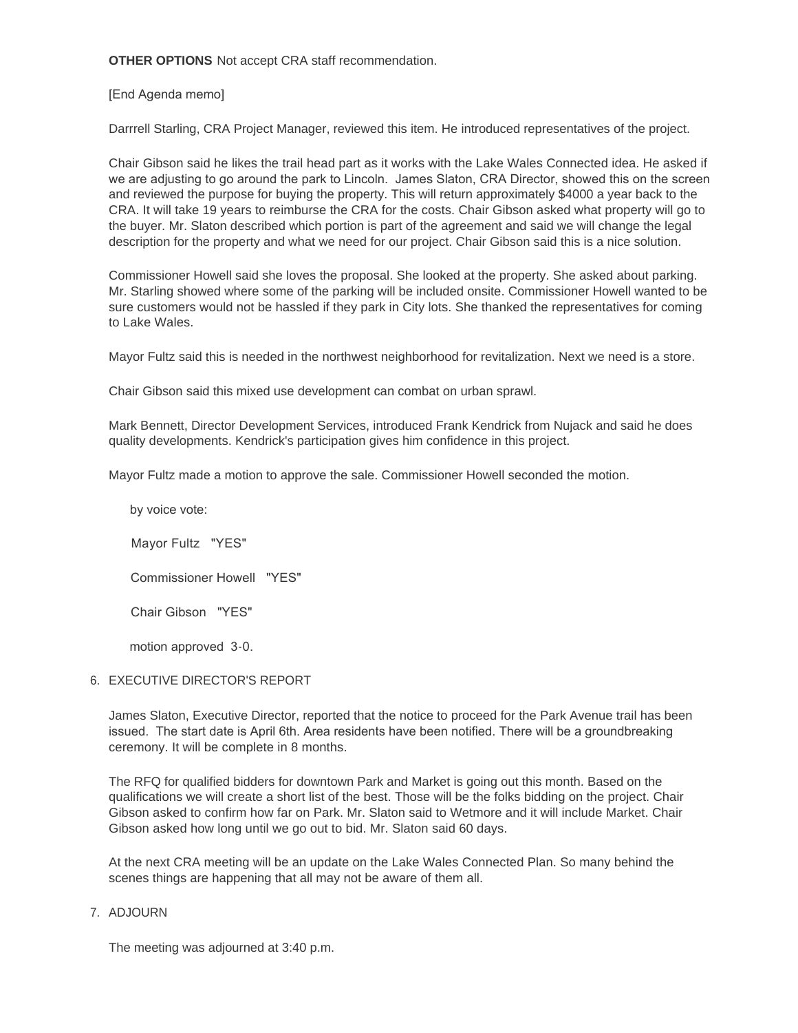**OTHER OPTIONS** Not accept CRA staff recommendation.

[End Agenda memo]

Darrrell Starling, CRA Project Manager, reviewed this item. He introduced representatives of the project.

Chair Gibson said he likes the trail head part as it works with the Lake Wales Connected idea. He asked if we are adjusting to go around the park to Lincoln.  James Slaton, CRA Director, showed this on the screen and reviewed the purpose for buying the property. This will return approximately $4000 a year back to the CRA. It will take 19 years to reimburse the CRA for the costs. Chair Gibson asked what property will go to the buyer. Mr. Slaton described which portion is part of the agreement and said we will change the legal description for the property and what we need for our project. Chair Gibson said this is a nice solution.

Commissioner Howell said she loves the proposal. She looked at the property. She asked about parking. Mr. Starling showed where some of the parking will be included onsite. Commissioner Howell wanted to be sure customers would not be hassled if they park in City lots. She thanked the representatives for coming to Lake Wales.

Mayor Fultz said this is needed in the northwest neighborhood for revitalization. Next we need is a store.

Chair Gibson said this mixed use development can combat on urban sprawl.

Mark Bennett, Director Development Services, introduced Frank Kendrick from Nujack and said he does quality developments. Kendrick's participation gives him confidence in this project.

Mayor Fultz made a motion to approve the sale. Commissioner Howell seconded the motion.

by voice vote:

Mayor Fultz   "YES"

Commissioner Howell   "YES"

Chair Gibson   "YES"

motion approved  3-0.

6. EXECUTIVE DIRECTOR'S REPORT

James Slaton, Executive Director, reported that the notice to proceed for the Park Avenue trail has been issued.  The start date is April 6th. Area residents have been notified. There will be a groundbreaking ceremony. It will be complete in 8 months.

The RFQ for qualified bidders for downtown Park and Market is going out this month. Based on the qualifications we will create a short list of the best. Those will be the folks bidding on the project. Chair Gibson asked to confirm how far on Park. Mr. Slaton said to Wetmore and it will include Market. Chair Gibson asked how long until we go out to bid. Mr. Slaton said 60 days.

At the next CRA meeting will be an update on the Lake Wales Connected Plan. So many behind the scenes things are happening that all may not be aware of them all.

7. ADJOURN

The meeting was adjourned at 3:40 p.m.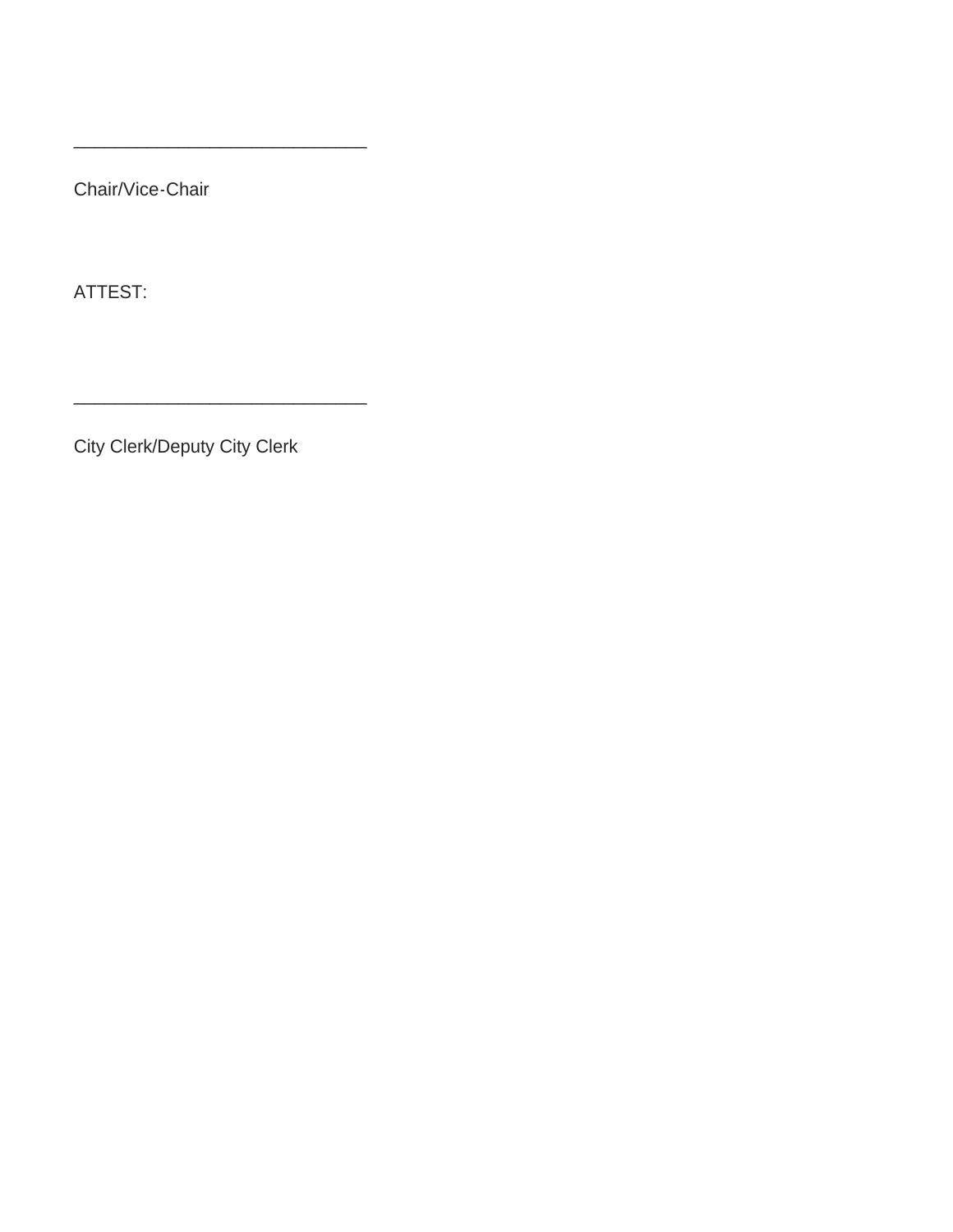\_\_\_\_\_\_\_\_\_\_\_\_\_\_\_\_\_\_\_\_\_\_\_\_\_\_\_\_\_\_

Chair/Vice-Chair

ATTEST:

\_\_\_\_\_\_\_\_\_\_\_\_\_\_\_\_\_\_\_\_\_\_\_\_\_\_\_\_\_\_

City Clerk/Deputy City Clerk